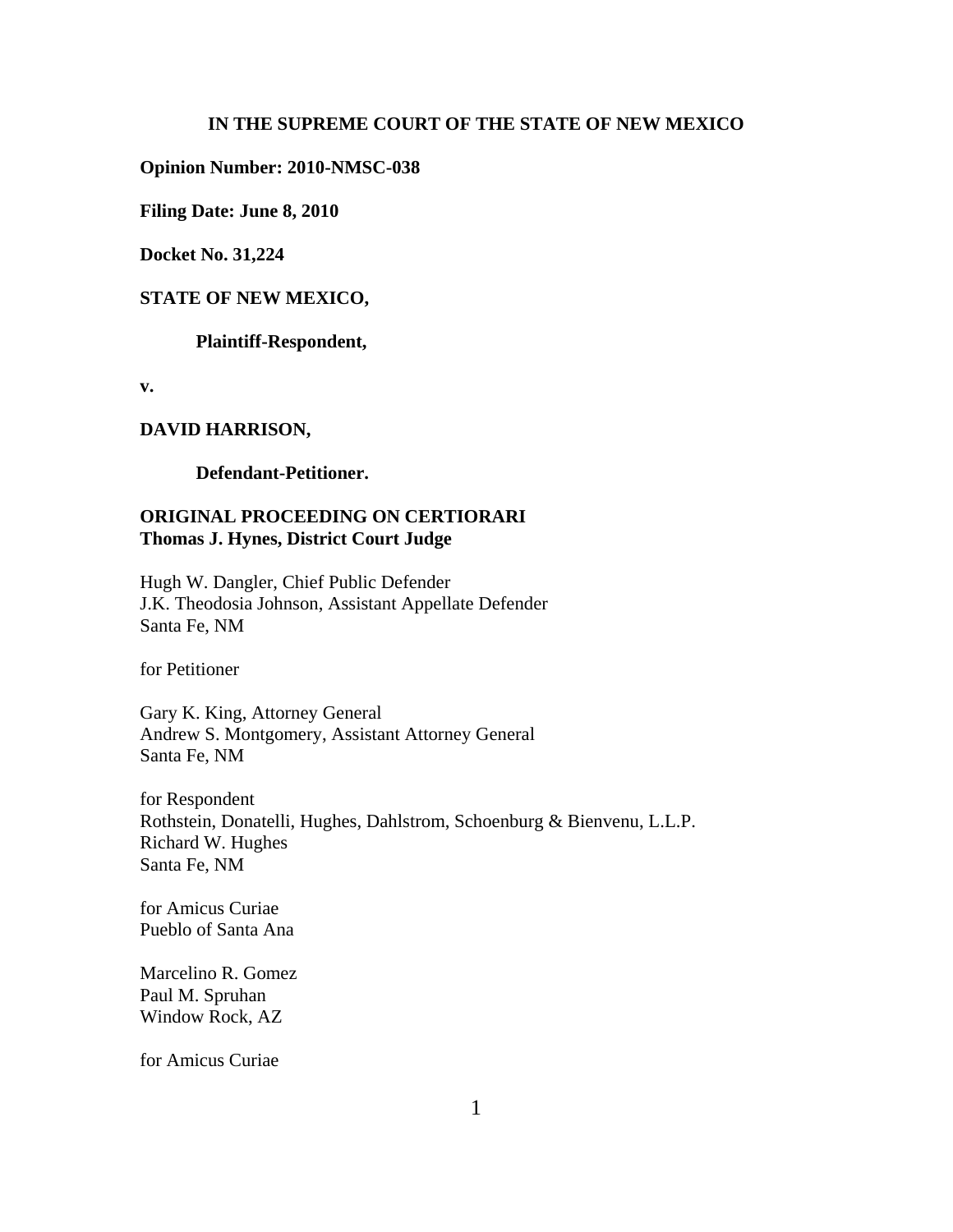**IN THE SUPREME COURT OF THE STATE OF NEW MEXICO**

**Opinion Number: 2010-NMSC-038**

**Filing Date: June 8, 2010**

**Docket No. 31,224**

**STATE OF NEW MEXICO,**

**Plaintiff-Respondent,**

**v.**

**DAVID HARRISON,**

**Defendant-Petitioner.**

**ORIGINAL PROCEEDING ON CERTIORARI**
**Thomas J. Hynes, District Court Judge**

Hugh W. Dangler, Chief Public Defender
J.K. Theodosia Johnson, Assistant Appellate Defender
Santa Fe, NM

for Petitioner

Gary K. King, Attorney General
Andrew S. Montgomery, Assistant Attorney General
Santa Fe, NM

for Respondent
Rothstein, Donatelli, Hughes, Dahlstrom, Schoenburg & Bienvenu, L.L.P.
Richard W. Hughes
Santa Fe, NM

for Amicus Curiae
Pueblo of Santa Ana

Marcelino R. Gomez
Paul M. Spruhan
Window Rock, AZ

for Amicus Curiae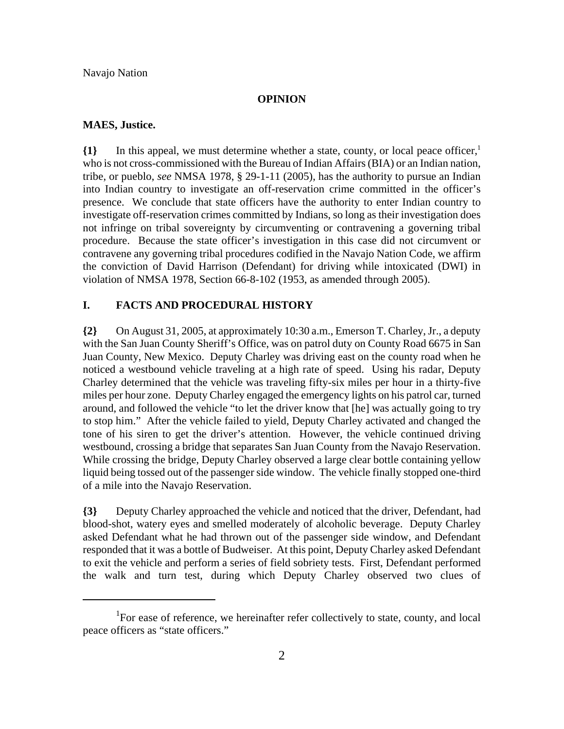Navajo Nation

**OPINION**

**MAES, Justice.**

**{1}** In this appeal, we must determine whether a state, county, or local peace officer,[1] who is not cross-commissioned with the Bureau of Indian Affairs (BIA) or an Indian nation, tribe, or pueblo, *see* NMSA 1978, § 29-1-11 (2005), has the authority to pursue an Indian into Indian country to investigate an off-reservation crime committed in the officer's presence. We conclude that state officers have the authority to enter Indian country to investigate off-reservation crimes committed by Indians, so long as their investigation does not infringe on tribal sovereignty by circumventing or contravening a governing tribal procedure. Because the state officer's investigation in this case did not circumvent or contravene any governing tribal procedures codified in the Navajo Nation Code, we affirm the conviction of David Harrison (Defendant) for driving while intoxicated (DWI) in violation of NMSA 1978, Section 66-8-102 (1953, as amended through 2005).

## I. FACTS AND PROCEDURAL HISTORY

**{2}** On August 31, 2005, at approximately 10:30 a.m., Emerson T. Charley, Jr., a deputy with the San Juan County Sheriff's Office, was on patrol duty on County Road 6675 in San Juan County, New Mexico. Deputy Charley was driving east on the county road when he noticed a westbound vehicle traveling at a high rate of speed. Using his radar, Deputy Charley determined that the vehicle was traveling fifty-six miles per hour in a thirty-five miles per hour zone. Deputy Charley engaged the emergency lights on his patrol car, turned around, and followed the vehicle "to let the driver know that [he] was actually going to try to stop him." After the vehicle failed to yield, Deputy Charley activated and changed the tone of his siren to get the driver's attention. However, the vehicle continued driving westbound, crossing a bridge that separates San Juan County from the Navajo Reservation. While crossing the bridge, Deputy Charley observed a large clear bottle containing yellow liquid being tossed out of the passenger side window. The vehicle finally stopped one-third of a mile into the Navajo Reservation.

**{3}** Deputy Charley approached the vehicle and noticed that the driver, Defendant, had blood-shot, watery eyes and smelled moderately of alcoholic beverage. Deputy Charley asked Defendant what he had thrown out of the passenger side window, and Defendant responded that it was a bottle of Budweiser. At this point, Deputy Charley asked Defendant to exit the vehicle and perform a series of field sobriety tests. First, Defendant performed the walk and turn test, during which Deputy Charley observed two clues of

---

[1] For ease of reference, we hereinafter refer collectively to state, county, and local peace officers as "state officers."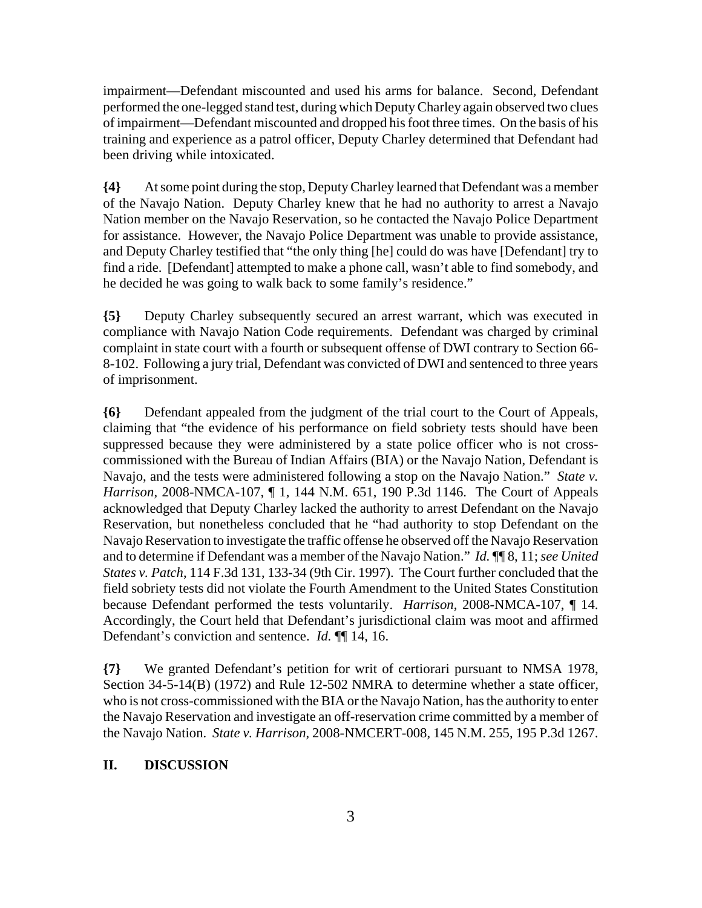impairment—Defendant miscounted and used his arms for balance. Second, Defendant performed the one-legged stand test, during which Deputy Charley again observed two clues of impairment—Defendant miscounted and dropped his foot three times. On the basis of his training and experience as a patrol officer, Deputy Charley determined that Defendant had been driving while intoxicated.

**{4}** At some point during the stop, Deputy Charley learned that Defendant was a member of the Navajo Nation. Deputy Charley knew that he had no authority to arrest a Navajo Nation member on the Navajo Reservation, so he contacted the Navajo Police Department for assistance. However, the Navajo Police Department was unable to provide assistance, and Deputy Charley testified that "the only thing [he] could do was have [Defendant] try to find a ride. [Defendant] attempted to make a phone call, wasn't able to find somebody, and he decided he was going to walk back to some family's residence."

**{5}** Deputy Charley subsequently secured an arrest warrant, which was executed in compliance with Navajo Nation Code requirements. Defendant was charged by criminal complaint in state court with a fourth or subsequent offense of DWI contrary to Section 66-8-102. Following a jury trial, Defendant was convicted of DWI and sentenced to three years of imprisonment.

**{6}** Defendant appealed from the judgment of the trial court to the Court of Appeals, claiming that "the evidence of his performance on field sobriety tests should have been suppressed because they were administered by a state police officer who is not cross-commissioned with the Bureau of Indian Affairs (BIA) or the Navajo Nation, Defendant is Navajo, and the tests were administered following a stop on the Navajo Nation." *State v. Harrison*, 2008-NMCA-107, ¶ 1, 144 N.M. 651, 190 P.3d 1146. The Court of Appeals acknowledged that Deputy Charley lacked the authority to arrest Defendant on the Navajo Reservation, but nonetheless concluded that he "had authority to stop Defendant on the Navajo Reservation to investigate the traffic offense he observed off the Navajo Reservation and to determine if Defendant was a member of the Navajo Nation." *Id.* ¶¶ 8, 11; *see United States v. Patch*, 114 F.3d 131, 133-34 (9th Cir. 1997). The Court further concluded that the field sobriety tests did not violate the Fourth Amendment to the United States Constitution because Defendant performed the tests voluntarily. *Harrison*, 2008-NMCA-107, ¶ 14. Accordingly, the Court held that Defendant's jurisdictional claim was moot and affirmed Defendant's conviction and sentence. *Id.* ¶¶ 14, 16.

**{7}** We granted Defendant's petition for writ of certiorari pursuant to NMSA 1978, Section 34-5-14(B) (1972) and Rule 12-502 NMRA to determine whether a state officer, who is not cross-commissioned with the BIA or the Navajo Nation, has the authority to enter the Navajo Reservation and investigate an off-reservation crime committed by a member of the Navajo Nation. *State v. Harrison*, 2008-NMCERT-008, 145 N.M. 255, 195 P.3d 1267.

## II. DISCUSSION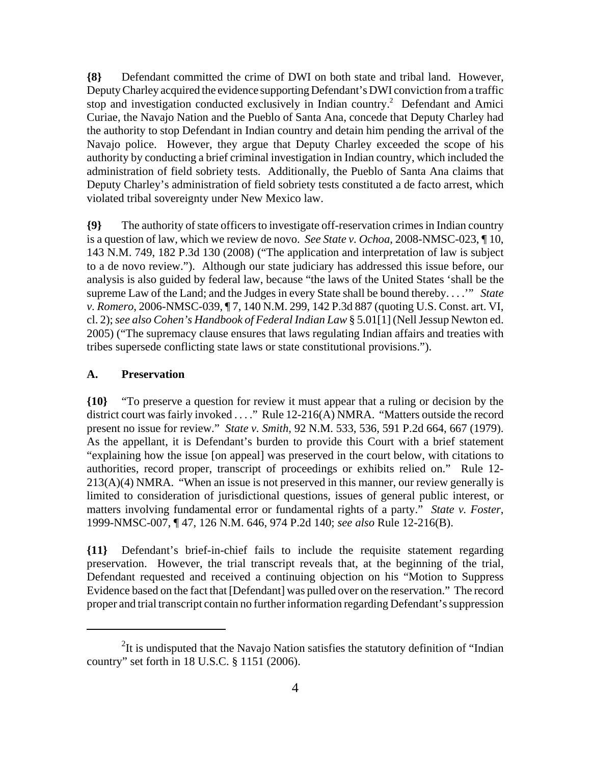**{8}** Defendant committed the crime of DWI on both state and tribal land. However, Deputy Charley acquired the evidence supporting Defendant's DWI conviction from a traffic stop and investigation conducted exclusively in Indian country.[2] Defendant and Amici Curiae, the Navajo Nation and the Pueblo of Santa Ana, concede that Deputy Charley had the authority to stop Defendant in Indian country and detain him pending the arrival of the Navajo police. However, they argue that Deputy Charley exceeded the scope of his authority by conducting a brief criminal investigation in Indian country, which included the administration of field sobriety tests. Additionally, the Pueblo of Santa Ana claims that Deputy Charley's administration of field sobriety tests constituted a de facto arrest, which violated tribal sovereignty under New Mexico law.

**{9}** The authority of state officers to investigate off-reservation crimes in Indian country is a question of law, which we review de novo. *See State v. Ochoa*, 2008-NMSC-023, ¶ 10, 143 N.M. 749, 182 P.3d 130 (2008) ("The application and interpretation of law is subject to a de novo review."). Although our state judiciary has addressed this issue before, our analysis is also guided by federal law, because "the laws of the United States 'shall be the supreme Law of the Land; and the Judges in every State shall be bound thereby. . . .'" *State v. Romero*, 2006-NMSC-039, ¶ 7, 140 N.M. 299, 142 P.3d 887 (quoting U.S. Const. art. VI, cl. 2); *see also Cohen's Handbook of Federal Indian Law* § 5.01[1] (Nell Jessup Newton ed. 2005) ("The supremacy clause ensures that laws regulating Indian affairs and treaties with tribes supersede conflicting state laws or state constitutional provisions.").

## A. Preservation

**{10}** "To preserve a question for review it must appear that a ruling or decision by the district court was fairly invoked . . . ." Rule 12-216(A) NMRA. "Matters outside the record present no issue for review." *State v. Smith*, 92 N.M. 533, 536, 591 P.2d 664, 667 (1979). As the appellant, it is Defendant's burden to provide this Court with a brief statement "explaining how the issue [on appeal] was preserved in the court below, with citations to authorities, record proper, transcript of proceedings or exhibits relied on." Rule 12-213(A)(4) NMRA. "When an issue is not preserved in this manner, our review generally is limited to consideration of jurisdictional questions, issues of general public interest, or matters involving fundamental error or fundamental rights of a party." *State v. Foster*, 1999-NMSC-007, ¶ 47, 126 N.M. 646, 974 P.2d 140; *see also* Rule 12-216(B).

**{11}** Defendant's brief-in-chief fails to include the requisite statement regarding preservation. However, the trial transcript reveals that, at the beginning of the trial, Defendant requested and received a continuing objection on his "Motion to Suppress Evidence based on the fact that [Defendant] was pulled over on the reservation." The record proper and trial transcript contain no further information regarding Defendant's suppression

---

[2] It is undisputed that the Navajo Nation satisfies the statutory definition of "Indian country" set forth in 18 U.S.C. § 1151 (2006).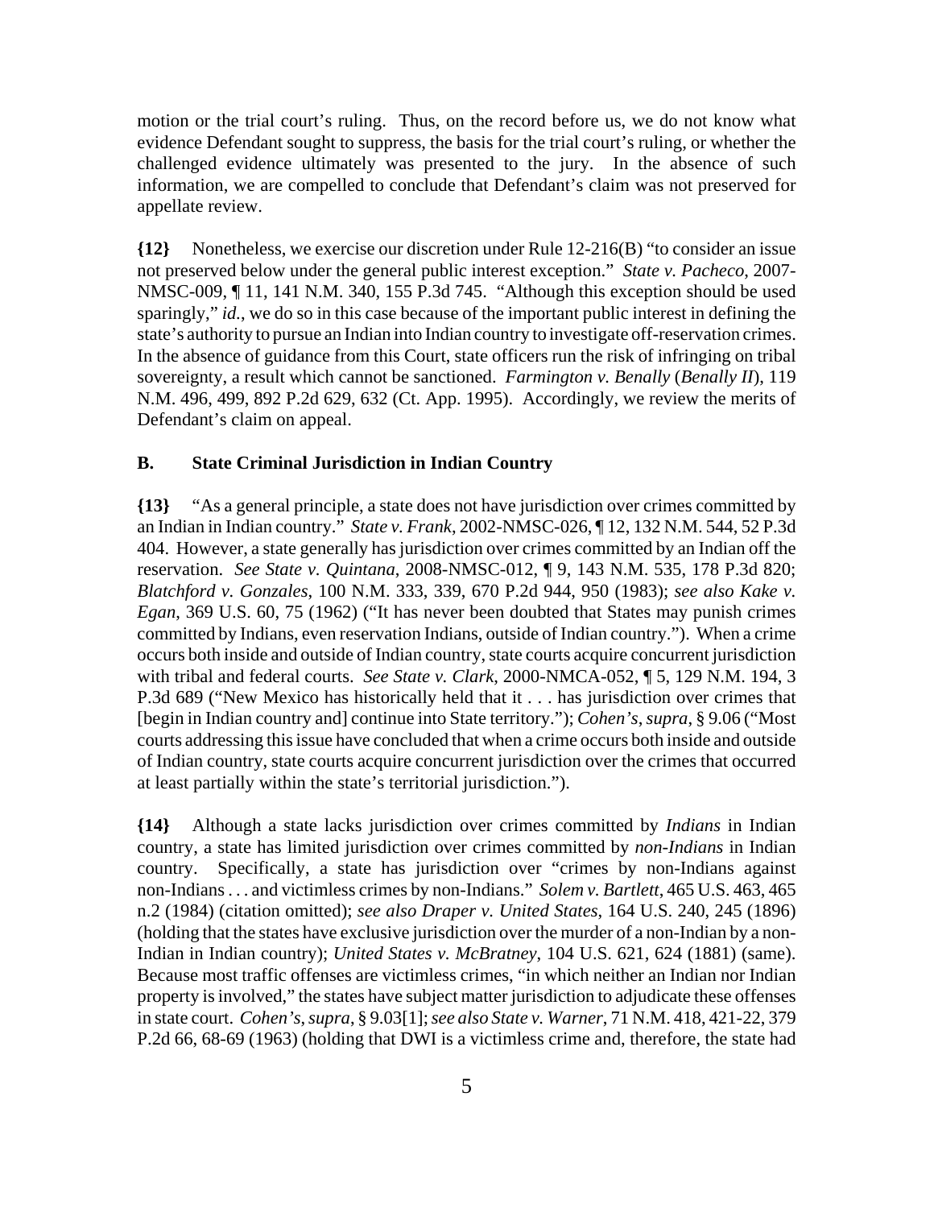motion or the trial court's ruling. Thus, on the record before us, we do not know what evidence Defendant sought to suppress, the basis for the trial court's ruling, or whether the challenged evidence ultimately was presented to the jury. In the absence of such information, we are compelled to conclude that Defendant's claim was not preserved for appellate review.

**{12}** Nonetheless, we exercise our discretion under Rule 12-216(B) "to consider an issue not preserved below under the general public interest exception." *State v. Pacheco*, 2007-NMSC-009, ¶ 11, 141 N.M. 340, 155 P.3d 745. "Although this exception should be used sparingly," *id.*, we do so in this case because of the important public interest in defining the state's authority to pursue an Indian into Indian country to investigate off-reservation crimes. In the absence of guidance from this Court, state officers run the risk of infringing on tribal sovereignty, a result which cannot be sanctioned. *Farmington v. Benally* (*Benally II*), 119 N.M. 496, 499, 892 P.2d 629, 632 (Ct. App. 1995). Accordingly, we review the merits of Defendant's claim on appeal.

### B. State Criminal Jurisdiction in Indian Country

**{13}** "As a general principle, a state does not have jurisdiction over crimes committed by an Indian in Indian country." *State v. Frank*, 2002-NMSC-026, ¶ 12, 132 N.M. 544, 52 P.3d 404. However, a state generally has jurisdiction over crimes committed by an Indian off the reservation. *See State v. Quintana*, 2008-NMSC-012, ¶ 9, 143 N.M. 535, 178 P.3d 820; *Blatchford v. Gonzales*, 100 N.M. 333, 339, 670 P.2d 944, 950 (1983); *see also Kake v. Egan*, 369 U.S. 60, 75 (1962) ("It has never been doubted that States may punish crimes committed by Indians, even reservation Indians, outside of Indian country."). When a crime occurs both inside and outside of Indian country, state courts acquire concurrent jurisdiction with tribal and federal courts. *See State v. Clark*, 2000-NMCA-052, ¶ 5, 129 N.M. 194, 3 P.3d 689 ("New Mexico has historically held that it . . . has jurisdiction over crimes that [begin in Indian country and] continue into State territory."); *Cohen's*, *supra*, § 9.06 ("Most courts addressing this issue have concluded that when a crime occurs both inside and outside of Indian country, state courts acquire concurrent jurisdiction over the crimes that occurred at least partially within the state's territorial jurisdiction.").

**{14}** Although a state lacks jurisdiction over crimes committed by *Indians* in Indian country, a state has limited jurisdiction over crimes committed by *non-Indians* in Indian country. Specifically, a state has jurisdiction over "crimes by non-Indians against non-Indians . . . and victimless crimes by non-Indians." *Solem v. Bartlett*, 465 U.S. 463, 465 n.2 (1984) (citation omitted); *see also Draper v. United States*, 164 U.S. 240, 245 (1896) (holding that the states have exclusive jurisdiction over the murder of a non-Indian by a non-Indian in Indian country); *United States v. McBratney*, 104 U.S. 621, 624 (1881) (same). Because most traffic offenses are victimless crimes, "in which neither an Indian nor Indian property is involved," the states have subject matter jurisdiction to adjudicate these offenses in state court. *Cohen's*, *supra*, § 9.03[1]; *see also State v. Warner*, 71 N.M. 418, 421-22, 379 P.2d 66, 68-69 (1963) (holding that DWI is a victimless crime and, therefore, the state had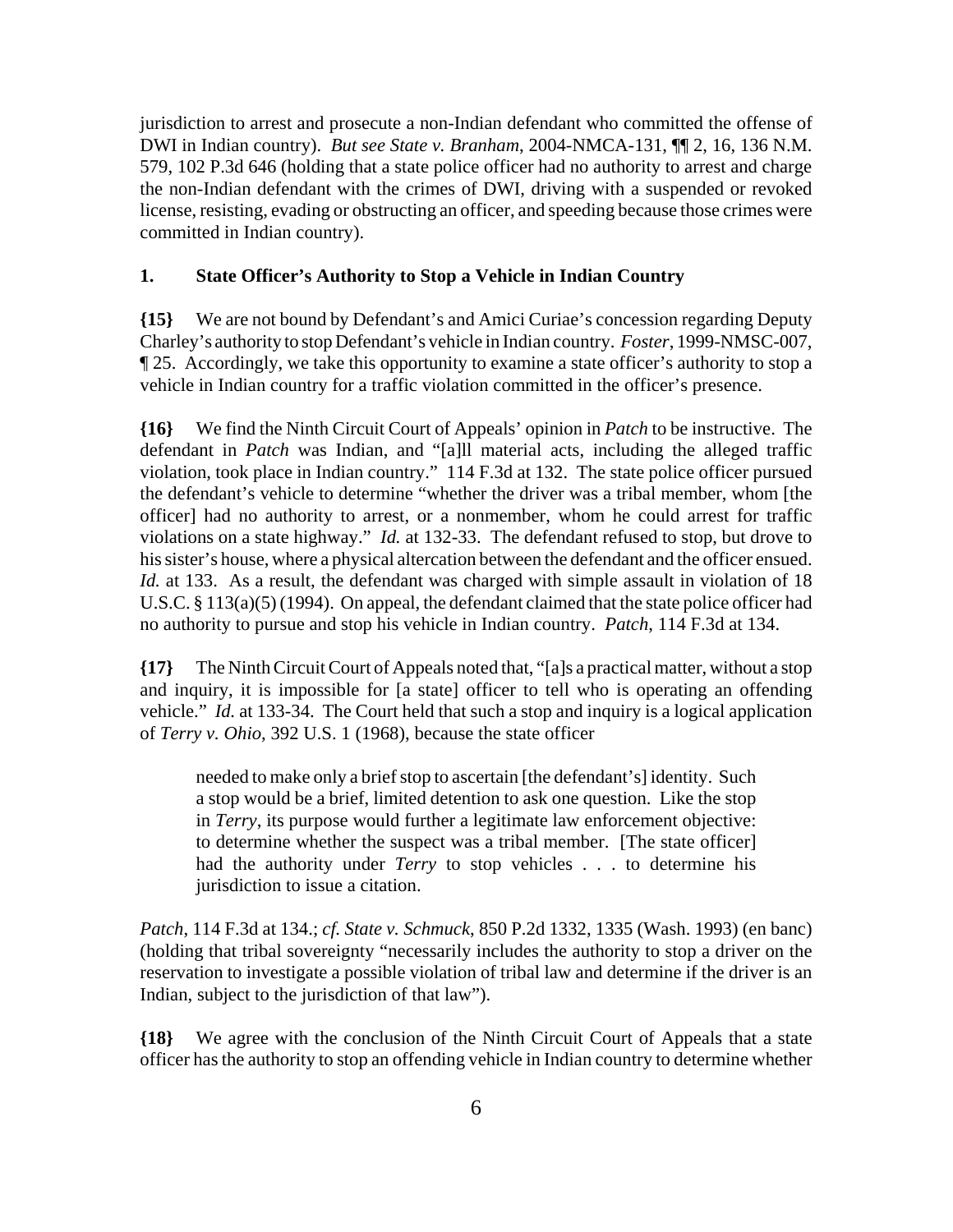jurisdiction to arrest and prosecute a non-Indian defendant who committed the offense of DWI in Indian country). *But see State v. Branham*, 2004-NMCA-131, ¶¶ 2, 16, 136 N.M. 579, 102 P.3d 646 (holding that a state police officer had no authority to arrest and charge the non-Indian defendant with the crimes of DWI, driving with a suspended or revoked license, resisting, evading or obstructing an officer, and speeding because those crimes were committed in Indian country).

### 1. State Officer's Authority to Stop a Vehicle in Indian Country

**{15}** We are not bound by Defendant's and Amici Curiae's concession regarding Deputy Charley's authority to stop Defendant's vehicle in Indian country. *Foster*, 1999-NMSC-007, ¶ 25. Accordingly, we take this opportunity to examine a state officer's authority to stop a vehicle in Indian country for a traffic violation committed in the officer's presence.

**{16}** We find the Ninth Circuit Court of Appeals' opinion in *Patch* to be instructive. The defendant in *Patch* was Indian, and "[a]ll material acts, including the alleged traffic violation, took place in Indian country." 114 F.3d at 132. The state police officer pursued the defendant's vehicle to determine "whether the driver was a tribal member, whom [the officer] had no authority to arrest, or a nonmember, whom he could arrest for traffic violations on a state highway." *Id.* at 132-33. The defendant refused to stop, but drove to his sister's house, where a physical altercation between the defendant and the officer ensued. *Id.* at 133. As a result, the defendant was charged with simple assault in violation of 18 U.S.C. § 113(a)(5) (1994). On appeal, the defendant claimed that the state police officer had no authority to pursue and stop his vehicle in Indian country. *Patch*, 114 F.3d at 134.

**{17}** The Ninth Circuit Court of Appeals noted that, "[a]s a practical matter, without a stop and inquiry, it is impossible for [a state] officer to tell who is operating an offending vehicle." *Id.* at 133-34. The Court held that such a stop and inquiry is a logical application of *Terry v. Ohio*, 392 U.S. 1 (1968), because the state officer

> needed to make only a brief stop to ascertain [the defendant's] identity. Such a stop would be a brief, limited detention to ask one question. Like the stop in *Terry*, its purpose would further a legitimate law enforcement objective: to determine whether the suspect was a tribal member. [The state officer] had the authority under *Terry* to stop vehicles . . . to determine his jurisdiction to issue a citation.

*Patch*, 114 F.3d at 134.; *cf. State v. Schmuck*, 850 P.2d 1332, 1335 (Wash. 1993) (en banc) (holding that tribal sovereignty "necessarily includes the authority to stop a driver on the reservation to investigate a possible violation of tribal law and determine if the driver is an Indian, subject to the jurisdiction of that law").

**{18}** We agree with the conclusion of the Ninth Circuit Court of Appeals that a state officer has the authority to stop an offending vehicle in Indian country to determine whether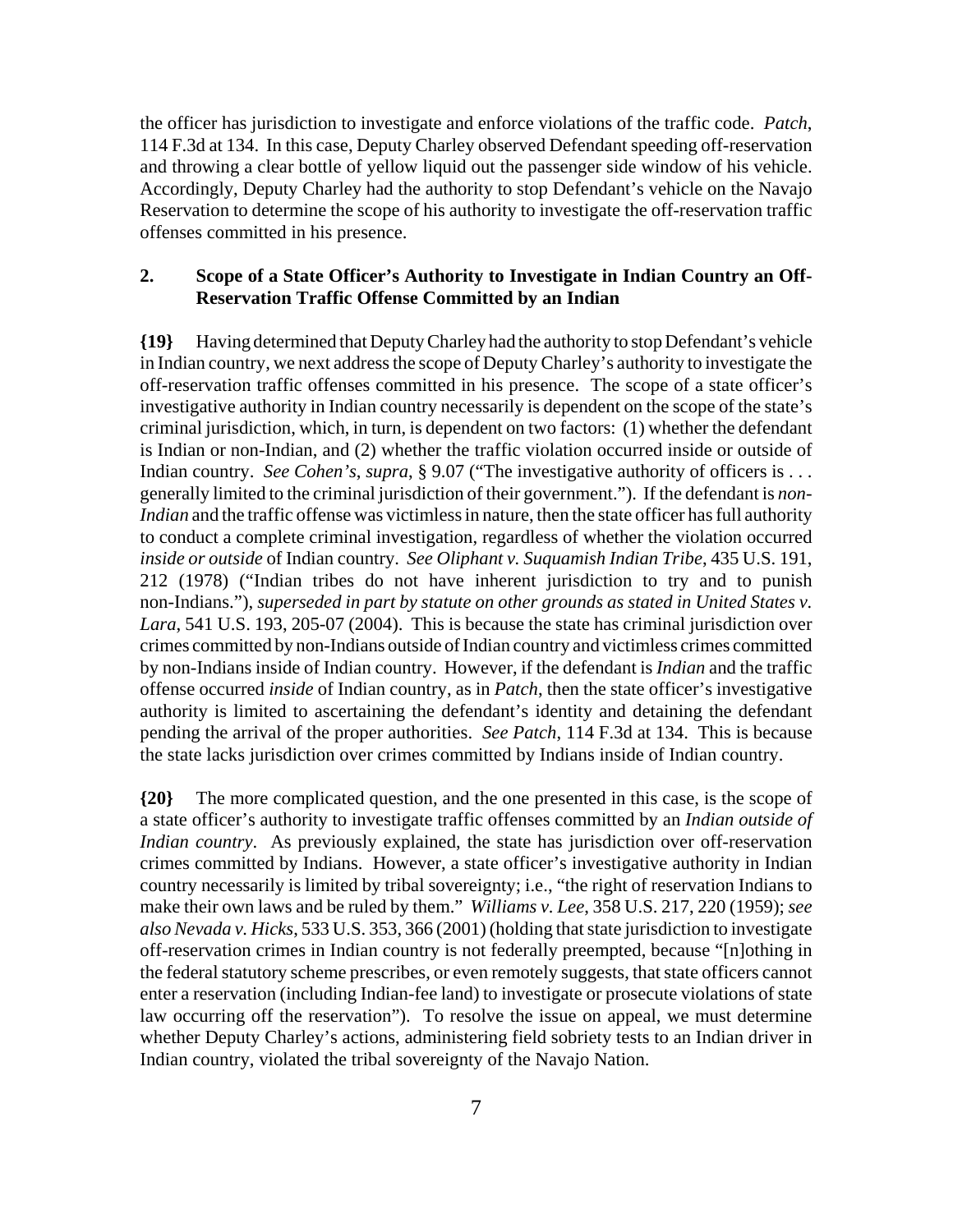the officer has jurisdiction to investigate and enforce violations of the traffic code. *Patch*, 114 F.3d at 134. In this case, Deputy Charley observed Defendant speeding off-reservation and throwing a clear bottle of yellow liquid out the passenger side window of his vehicle. Accordingly, Deputy Charley had the authority to stop Defendant's vehicle on the Navajo Reservation to determine the scope of his authority to investigate the off-reservation traffic offenses committed in his presence.

## 2. Scope of a State Officer's Authority to Investigate in Indian Country an Off-Reservation Traffic Offense Committed by an Indian

**{19}** Having determined that Deputy Charley had the authority to stop Defendant's vehicle in Indian country, we next address the scope of Deputy Charley's authority to investigate the off-reservation traffic offenses committed in his presence. The scope of a state officer's investigative authority in Indian country necessarily is dependent on the scope of the state's criminal jurisdiction, which, in turn, is dependent on two factors: (1) whether the defendant is Indian or non-Indian, and (2) whether the traffic violation occurred inside or outside of Indian country. *See Cohen's*, *supra*, § 9.07 ("The investigative authority of officers is . . . generally limited to the criminal jurisdiction of their government."). If the defendant is *non-Indian* and the traffic offense was victimless in nature, then the state officer has full authority to conduct a complete criminal investigation, regardless of whether the violation occurred *inside or outside* of Indian country. *See Oliphant v. Suquamish Indian Tribe*, 435 U.S. 191, 212 (1978) ("Indian tribes do not have inherent jurisdiction to try and to punish non-Indians."), *superseded in part by statute on other grounds as stated in United States v. Lara*, 541 U.S. 193, 205-07 (2004). This is because the state has criminal jurisdiction over crimes committed by non-Indians outside of Indian country and victimless crimes committed by non-Indians inside of Indian country. However, if the defendant is *Indian* and the traffic offense occurred *inside* of Indian country, as in *Patch*, then the state officer's investigative authority is limited to ascertaining the defendant's identity and detaining the defendant pending the arrival of the proper authorities. *See Patch*, 114 F.3d at 134. This is because the state lacks jurisdiction over crimes committed by Indians inside of Indian country.

**{20}** The more complicated question, and the one presented in this case, is the scope of a state officer's authority to investigate traffic offenses committed by an *Indian outside of Indian country*. As previously explained, the state has jurisdiction over off-reservation crimes committed by Indians. However, a state officer's investigative authority in Indian country necessarily is limited by tribal sovereignty; i.e., "the right of reservation Indians to make their own laws and be ruled by them." *Williams v. Lee*, 358 U.S. 217, 220 (1959); *see also Nevada v. Hicks*, 533 U.S. 353, 366 (2001) (holding that state jurisdiction to investigate off-reservation crimes in Indian country is not federally preempted, because "[n]othing in the federal statutory scheme prescribes, or even remotely suggests, that state officers cannot enter a reservation (including Indian-fee land) to investigate or prosecute violations of state law occurring off the reservation"). To resolve the issue on appeal, we must determine whether Deputy Charley's actions, administering field sobriety tests to an Indian driver in Indian country, violated the tribal sovereignty of the Navajo Nation.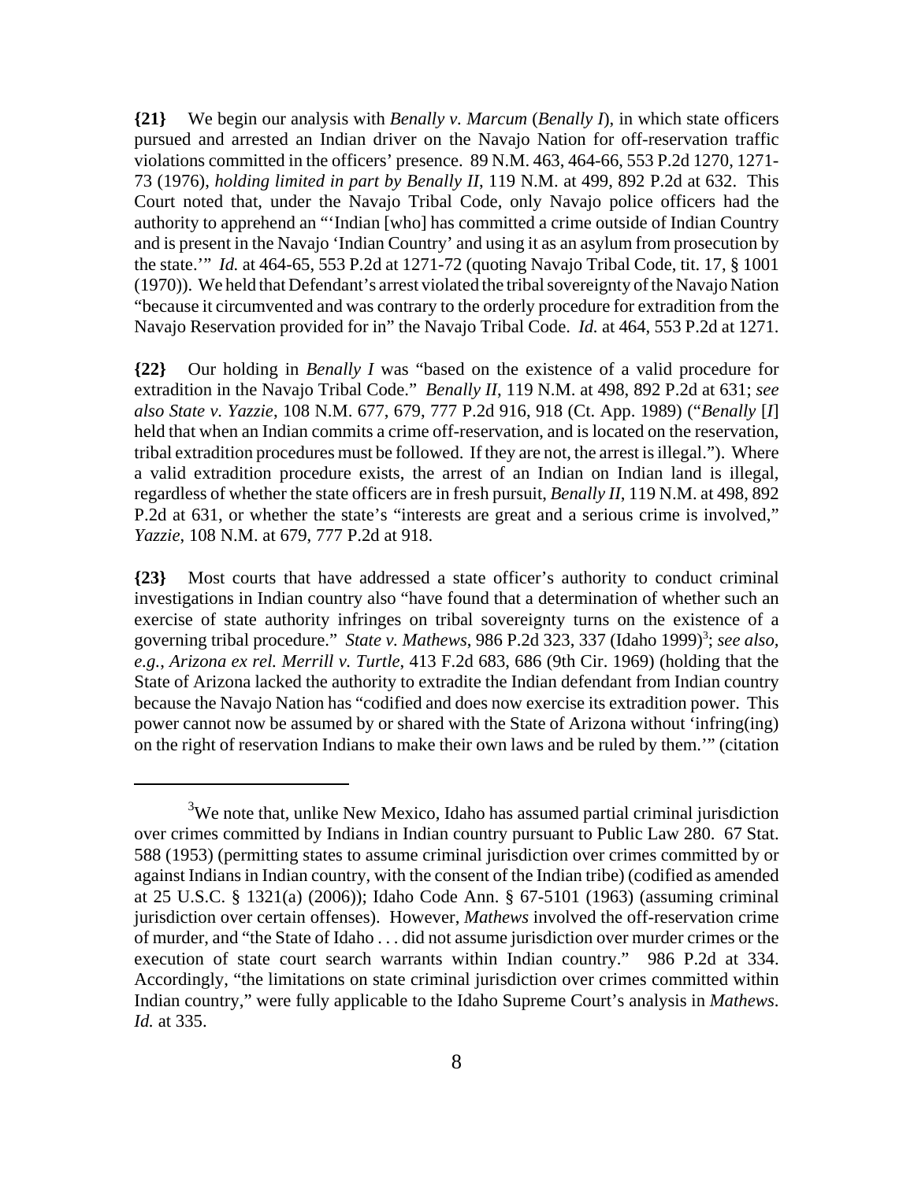**{21}** We begin our analysis with *Benally v. Marcum* (*Benally I*), in which state officers pursued and arrested an Indian driver on the Navajo Nation for off-reservation traffic violations committed in the officers' presence. 89 N.M. 463, 464-66, 553 P.2d 1270, 1271-73 (1976), *holding limited in part by Benally II*, 119 N.M. at 499, 892 P.2d at 632. This Court noted that, under the Navajo Tribal Code, only Navajo police officers had the authority to apprehend an "'Indian [who] has committed a crime outside of Indian Country and is present in the Navajo 'Indian Country' and using it as an asylum from prosecution by the state.'" *Id.* at 464-65, 553 P.2d at 1271-72 (quoting Navajo Tribal Code, tit. 17, § 1001 (1970)). We held that Defendant's arrest violated the tribal sovereignty of the Navajo Nation "because it circumvented and was contrary to the orderly procedure for extradition from the Navajo Reservation provided for in" the Navajo Tribal Code. *Id.* at 464, 553 P.2d at 1271.

**{22}** Our holding in *Benally I* was "based on the existence of a valid procedure for extradition in the Navajo Tribal Code." *Benally II*, 119 N.M. at 498, 892 P.2d at 631; *see also State v. Yazzie*, 108 N.M. 677, 679, 777 P.2d 916, 918 (Ct. App. 1989) ("*Benally* [*I*] held that when an Indian commits a crime off-reservation, and is located on the reservation, tribal extradition procedures must be followed. If they are not, the arrest is illegal."). Where a valid extradition procedure exists, the arrest of an Indian on Indian land is illegal, regardless of whether the state officers are in fresh pursuit, *Benally II*, 119 N.M. at 498, 892 P.2d at 631, or whether the state's "interests are great and a serious crime is involved," *Yazzie*, 108 N.M. at 679, 777 P.2d at 918.

**{23}** Most courts that have addressed a state officer's authority to conduct criminal investigations in Indian country also "have found that a determination of whether such an exercise of state authority infringes on tribal sovereignty turns on the existence of a governing tribal procedure." *State v. Mathews*, 986 P.2d 323, 337 (Idaho 1999)[3]; *see also, e.g.*, *Arizona ex rel. Merrill v. Turtle*, 413 F.2d 683, 686 (9th Cir. 1969) (holding that the State of Arizona lacked the authority to extradite the Indian defendant from Indian country because the Navajo Nation has "codified and does now exercise its extradition power. This power cannot now be assumed by or shared with the State of Arizona without 'infring(ing) on the right of reservation Indians to make their own laws and be ruled by them.'" (citation

---

[3] We note that, unlike New Mexico, Idaho has assumed partial criminal jurisdiction over crimes committed by Indians in Indian country pursuant to Public Law 280. 67 Stat. 588 (1953) (permitting states to assume criminal jurisdiction over crimes committed by or against Indians in Indian country, with the consent of the Indian tribe) (codified as amended at 25 U.S.C. § 1321(a) (2006)); Idaho Code Ann. § 67-5101 (1963) (assuming criminal jurisdiction over certain offenses). However, *Mathews* involved the off-reservation crime of murder, and "the State of Idaho . . . did not assume jurisdiction over murder crimes or the execution of state court search warrants within Indian country." 986 P.2d at 334. Accordingly, "the limitations on state criminal jurisdiction over crimes committed within Indian country," were fully applicable to the Idaho Supreme Court's analysis in *Mathews*. *Id.* at 335.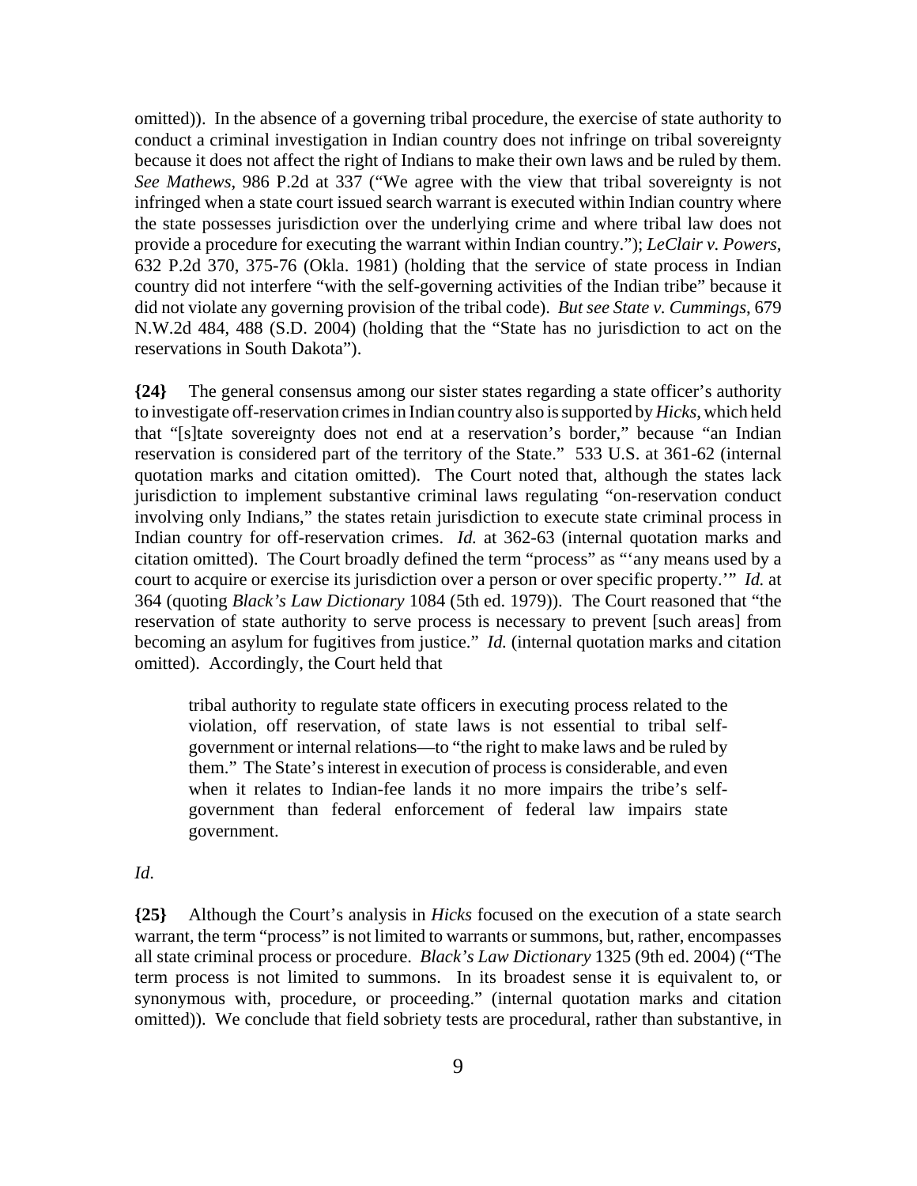omitted)). In the absence of a governing tribal procedure, the exercise of state authority to conduct a criminal investigation in Indian country does not infringe on tribal sovereignty because it does not affect the right of Indians to make their own laws and be ruled by them. *See Mathews*, 986 P.2d at 337 ("We agree with the view that tribal sovereignty is not infringed when a state court issued search warrant is executed within Indian country where the state possesses jurisdiction over the underlying crime and where tribal law does not provide a procedure for executing the warrant within Indian country."); *LeClair v. Powers*, 632 P.2d 370, 375-76 (Okla. 1981) (holding that the service of state process in Indian country did not interfere "with the self-governing activities of the Indian tribe" because it did not violate any governing provision of the tribal code). *But see State v. Cummings*, 679 N.W.2d 484, 488 (S.D. 2004) (holding that the "State has no jurisdiction to act on the reservations in South Dakota").

**{24}** The general consensus among our sister states regarding a state officer's authority to investigate off-reservation crimes in Indian country also is supported by *Hicks*, which held that "[s]tate sovereignty does not end at a reservation's border," because "an Indian reservation is considered part of the territory of the State." 533 U.S. at 361-62 (internal quotation marks and citation omitted). The Court noted that, although the states lack jurisdiction to implement substantive criminal laws regulating "on-reservation conduct involving only Indians," the states retain jurisdiction to execute state criminal process in Indian country for off-reservation crimes. *Id.* at 362-63 (internal quotation marks and citation omitted). The Court broadly defined the term "process" as "'any means used by a court to acquire or exercise its jurisdiction over a person or over specific property.'" *Id.* at 364 (quoting *Black's Law Dictionary* 1084 (5th ed. 1979)). The Court reasoned that "the reservation of state authority to serve process is necessary to prevent [such areas] from becoming an asylum for fugitives from justice." *Id.* (internal quotation marks and citation omitted). Accordingly, the Court held that

> tribal authority to regulate state officers in executing process related to the violation, off reservation, of state laws is not essential to tribal self-government or internal relations—to "the right to make laws and be ruled by them." The State's interest in execution of process is considerable, and even when it relates to Indian-fee lands it no more impairs the tribe's self-government than federal enforcement of federal law impairs state government.

*Id*.

**{25}** Although the Court's analysis in *Hicks* focused on the execution of a state search warrant, the term "process" is not limited to warrants or summons, but, rather, encompasses all state criminal process or procedure. *Black's Law Dictionary* 1325 (9th ed. 2004) ("The term process is not limited to summons. In its broadest sense it is equivalent to, or synonymous with, procedure, or proceeding." (internal quotation marks and citation omitted)). We conclude that field sobriety tests are procedural, rather than substantive, in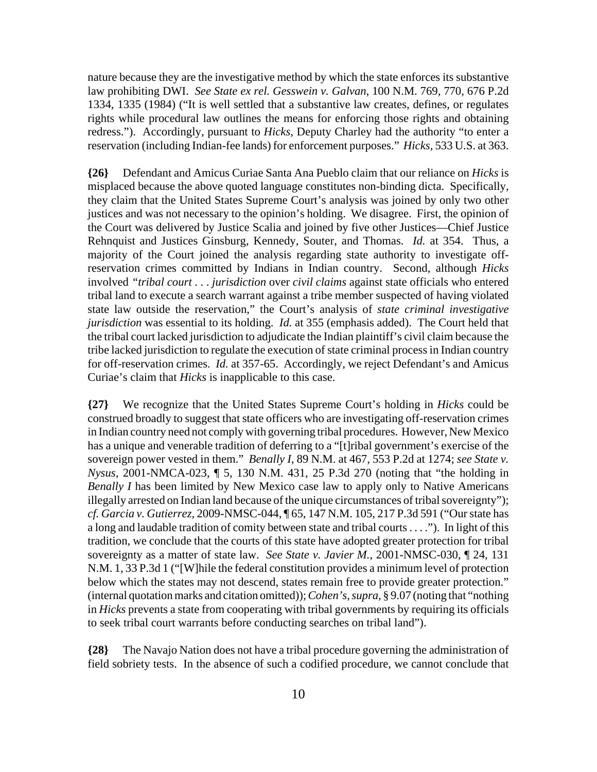nature because they are the investigative method by which the state enforces its substantive law prohibiting DWI. *See State ex rel. Gesswein v. Galvan*, 100 N.M. 769, 770, 676 P.2d 1334, 1335 (1984) ("It is well settled that a substantive law creates, defines, or regulates rights while procedural law outlines the means for enforcing those rights and obtaining redress."). Accordingly, pursuant to *Hicks*, Deputy Charley had the authority "to enter a reservation (including Indian-fee lands) for enforcement purposes." *Hicks*, 533 U.S. at 363.

**{26}** Defendant and Amicus Curiae Santa Ana Pueblo claim that our reliance on *Hicks* is misplaced because the above quoted language constitutes non-binding dicta. Specifically, they claim that the United States Supreme Court's analysis was joined by only two other justices and was not necessary to the opinion's holding. We disagree. First, the opinion of the Court was delivered by Justice Scalia and joined by five other Justices—Chief Justice Rehnquist and Justices Ginsburg, Kennedy, Souter, and Thomas. *Id.* at 354. Thus, a majority of the Court joined the analysis regarding state authority to investigate off-reservation crimes committed by Indians in Indian country. Second, although *Hicks* involved "*tribal court . . . jurisdiction* over *civil claims* against state officials who entered tribal land to execute a search warrant against a tribe member suspected of having violated state law outside the reservation," the Court's analysis of *state criminal investigative jurisdiction* was essential to its holding. *Id.* at 355 (emphasis added). The Court held that the tribal court lacked jurisdiction to adjudicate the Indian plaintiff's civil claim because the tribe lacked jurisdiction to regulate the execution of state criminal process in Indian country for off-reservation crimes. *Id.* at 357-65. Accordingly, we reject Defendant's and Amicus Curiae's claim that *Hicks* is inapplicable to this case.

**{27}** We recognize that the United States Supreme Court's holding in *Hicks* could be construed broadly to suggest that state officers who are investigating off-reservation crimes in Indian country need not comply with governing tribal procedures. However, New Mexico has a unique and venerable tradition of deferring to a "[t]ribal government's exercise of the sovereign power vested in them." *Benally I*, 89 N.M. at 467, 553 P.2d at 1274; *see State v. Nysus*, 2001-NMCA-023, ¶ 5, 130 N.M. 431, 25 P.3d 270 (noting that "the holding in *Benally I* has been limited by New Mexico case law to apply only to Native Americans illegally arrested on Indian land because of the unique circumstances of tribal sovereignty"); *cf. Garcia v. Gutierrez*, 2009-NMSC-044, ¶ 65, 147 N.M. 105, 217 P.3d 591 ("Our state has a long and laudable tradition of comity between state and tribal courts . . . ."). In light of this tradition, we conclude that the courts of this state have adopted greater protection for tribal sovereignty as a matter of state law. *See State v. Javier M.*, 2001-NMSC-030, ¶ 24, 131 N.M. 1, 33 P.3d 1 ("[W]hile the federal constitution provides a minimum level of protection below which the states may not descend, states remain free to provide greater protection." (internal quotation marks and citation omitted)); *Cohen's*, *supra*, § 9.07 (noting that "nothing in *Hicks* prevents a state from cooperating with tribal governments by requiring its officials to seek tribal court warrants before conducting searches on tribal land").

**{28}** The Navajo Nation does not have a tribal procedure governing the administration of field sobriety tests. In the absence of such a codified procedure, we cannot conclude that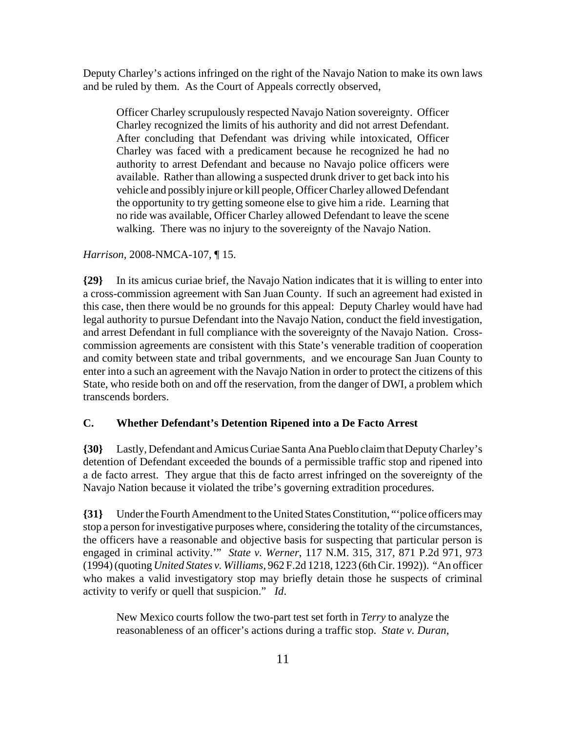Deputy Charley's actions infringed on the right of the Navajo Nation to make its own laws and be ruled by them. As the Court of Appeals correctly observed,

> Officer Charley scrupulously respected Navajo Nation sovereignty. Officer Charley recognized the limits of his authority and did not arrest Defendant. After concluding that Defendant was driving while intoxicated, Officer Charley was faced with a predicament because he recognized he had no authority to arrest Defendant and because no Navajo police officers were available. Rather than allowing a suspected drunk driver to get back into his vehicle and possibly injure or kill people, Officer Charley allowed Defendant the opportunity to try getting someone else to give him a ride. Learning that no ride was available, Officer Charley allowed Defendant to leave the scene walking. There was no injury to the sovereignty of the Navajo Nation.

*Harrison*, 2008-NMCA-107, ¶ 15.

**{29}** In its amicus curiae brief, the Navajo Nation indicates that it is willing to enter into a cross-commission agreement with San Juan County. If such an agreement had existed in this case, then there would be no grounds for this appeal: Deputy Charley would have had legal authority to pursue Defendant into the Navajo Nation, conduct the field investigation, and arrest Defendant in full compliance with the sovereignty of the Navajo Nation. Cross-commission agreements are consistent with this State's venerable tradition of cooperation and comity between state and tribal governments, and we encourage San Juan County to enter into a such an agreement with the Navajo Nation in order to protect the citizens of this State, who reside both on and off the reservation, from the danger of DWI, a problem which transcends borders.

### C. Whether Defendant's Detention Ripened into a De Facto Arrest

**{30}** Lastly, Defendant and Amicus Curiae Santa Ana Pueblo claim that Deputy Charley's detention of Defendant exceeded the bounds of a permissible traffic stop and ripened into a de facto arrest. They argue that this de facto arrest infringed on the sovereignty of the Navajo Nation because it violated the tribe's governing extradition procedures.

**{31}** Under the Fourth Amendment to the United States Constitution, "'police officers may stop a person for investigative purposes where, considering the totality of the circumstances, the officers have a reasonable and objective basis for suspecting that particular person is engaged in criminal activity.'" *State v. Werner*, 117 N.M. 315, 317, 871 P.2d 971, 973 (1994) (quoting *United States v. Williams*, 962 F.2d 1218, 1223 (6th Cir. 1992)). "An officer who makes a valid investigatory stop may briefly detain those he suspects of criminal activity to verify or quell that suspicion." *Id*.

> New Mexico courts follow the two-part test set forth in *Terry* to analyze the reasonableness of an officer's actions during a traffic stop. *State v. Duran*,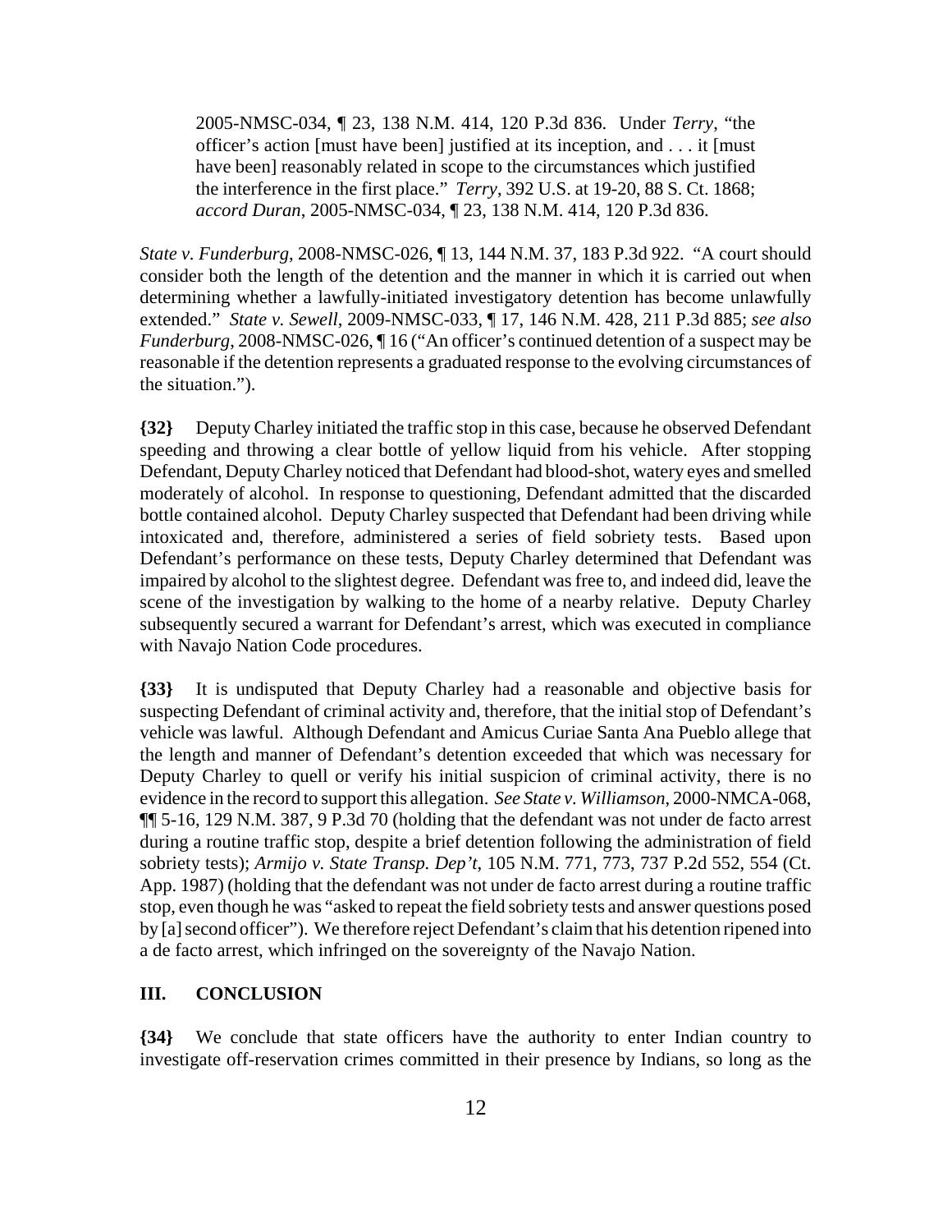> 2005-NMSC-034, ¶ 23, 138 N.M. 414, 120 P.3d 836. Under *Terry*, "the officer's action [must have been] justified at its inception, and . . . it [must have been] reasonably related in scope to the circumstances which justified the interference in the first place." *Terry*, 392 U.S. at 19-20, 88 S. Ct. 1868; *accord Duran*, 2005-NMSC-034, ¶ 23, 138 N.M. 414, 120 P.3d 836.

*State v. Funderburg*, 2008-NMSC-026, ¶ 13, 144 N.M. 37, 183 P.3d 922. "A court should consider both the length of the detention and the manner in which it is carried out when determining whether a lawfully-initiated investigatory detention has become unlawfully extended." *State v. Sewell*, 2009-NMSC-033, ¶ 17, 146 N.M. 428, 211 P.3d 885; *see also Funderburg*, 2008-NMSC-026, ¶ 16 ("An officer's continued detention of a suspect may be reasonable if the detention represents a graduated response to the evolving circumstances of the situation.").

**{32}** Deputy Charley initiated the traffic stop in this case, because he observed Defendant speeding and throwing a clear bottle of yellow liquid from his vehicle. After stopping Defendant, Deputy Charley noticed that Defendant had blood-shot, watery eyes and smelled moderately of alcohol. In response to questioning, Defendant admitted that the discarded bottle contained alcohol. Deputy Charley suspected that Defendant had been driving while intoxicated and, therefore, administered a series of field sobriety tests. Based upon Defendant's performance on these tests, Deputy Charley determined that Defendant was impaired by alcohol to the slightest degree. Defendant was free to, and indeed did, leave the scene of the investigation by walking to the home of a nearby relative. Deputy Charley subsequently secured a warrant for Defendant's arrest, which was executed in compliance with Navajo Nation Code procedures.

**{33}** It is undisputed that Deputy Charley had a reasonable and objective basis for suspecting Defendant of criminal activity and, therefore, that the initial stop of Defendant's vehicle was lawful. Although Defendant and Amicus Curiae Santa Ana Pueblo allege that the length and manner of Defendant's detention exceeded that which was necessary for Deputy Charley to quell or verify his initial suspicion of criminal activity, there is no evidence in the record to support this allegation. *See State v. Williamson*, 2000-NMCA-068, ¶¶ 5-16, 129 N.M. 387, 9 P.3d 70 (holding that the defendant was not under de facto arrest during a routine traffic stop, despite a brief detention following the administration of field sobriety tests); *Armijo v. State Transp. Dep't*, 105 N.M. 771, 773, 737 P.2d 552, 554 (Ct. App. 1987) (holding that the defendant was not under de facto arrest during a routine traffic stop, even though he was "asked to repeat the field sobriety tests and answer questions posed by [a] second officer"). We therefore reject Defendant's claim that his detention ripened into a de facto arrest, which infringed on the sovereignty of the Navajo Nation.

## III. CONCLUSION

**{34}** We conclude that state officers have the authority to enter Indian country to investigate off-reservation crimes committed in their presence by Indians, so long as the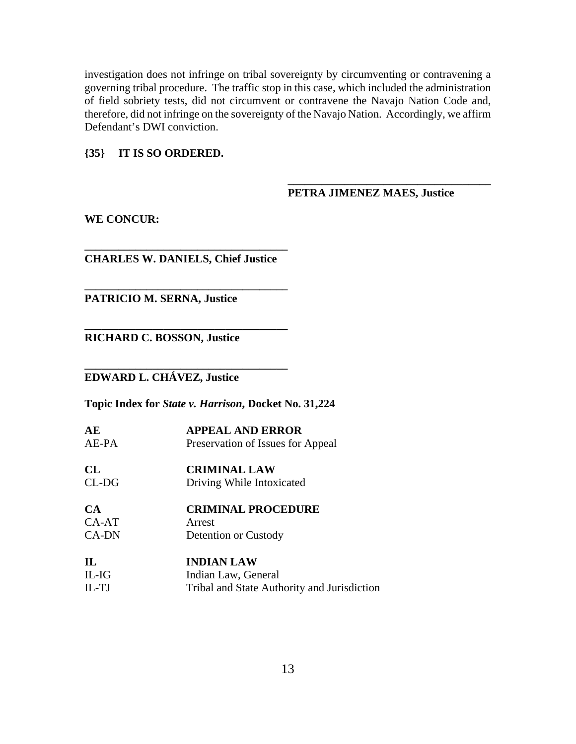investigation does not infringe on tribal sovereignty by circumventing or contravening a governing tribal procedure. The traffic stop in this case, which included the administration of field sobriety tests, did not circumvent or contravene the Navajo Nation Code and, therefore, did not infringe on the sovereignty of the Navajo Nation. Accordingly, we affirm Defendant's DWI conviction.

**{35} IT IS SO ORDERED.**

**____________________________________**
**PETRA JIMENEZ MAES, Justice**

**WE CONCUR:**

**____________________________________**
**CHARLES W. DANIELS, Chief Justice**

**____________________________________**
**PATRICIO M. SERNA, Justice**

**____________________________________**
**RICHARD C. BOSSON, Justice**

**____________________________________**
**EDWARD L. CHÁVEZ, Justice**

**Topic Index for *State v. Harrison*, Docket No. 31,224**

| | |
|---|---|
| **AE** | **APPEAL AND ERROR** |
| AE-PA | Preservation of Issues for Appeal |
| | |
| **CL** | **CRIMINAL LAW** |
| CL-DG | Driving While Intoxicated |
| | |
| **CA** | **CRIMINAL PROCEDURE** |
| CA-AT | Arrest |
| CA-DN | Detention or Custody |
| | |
| **IL** | **INDIAN LAW** |
| IL-IG | Indian Law, General |
| IL-TJ | Tribal and State Authority and Jurisdiction |